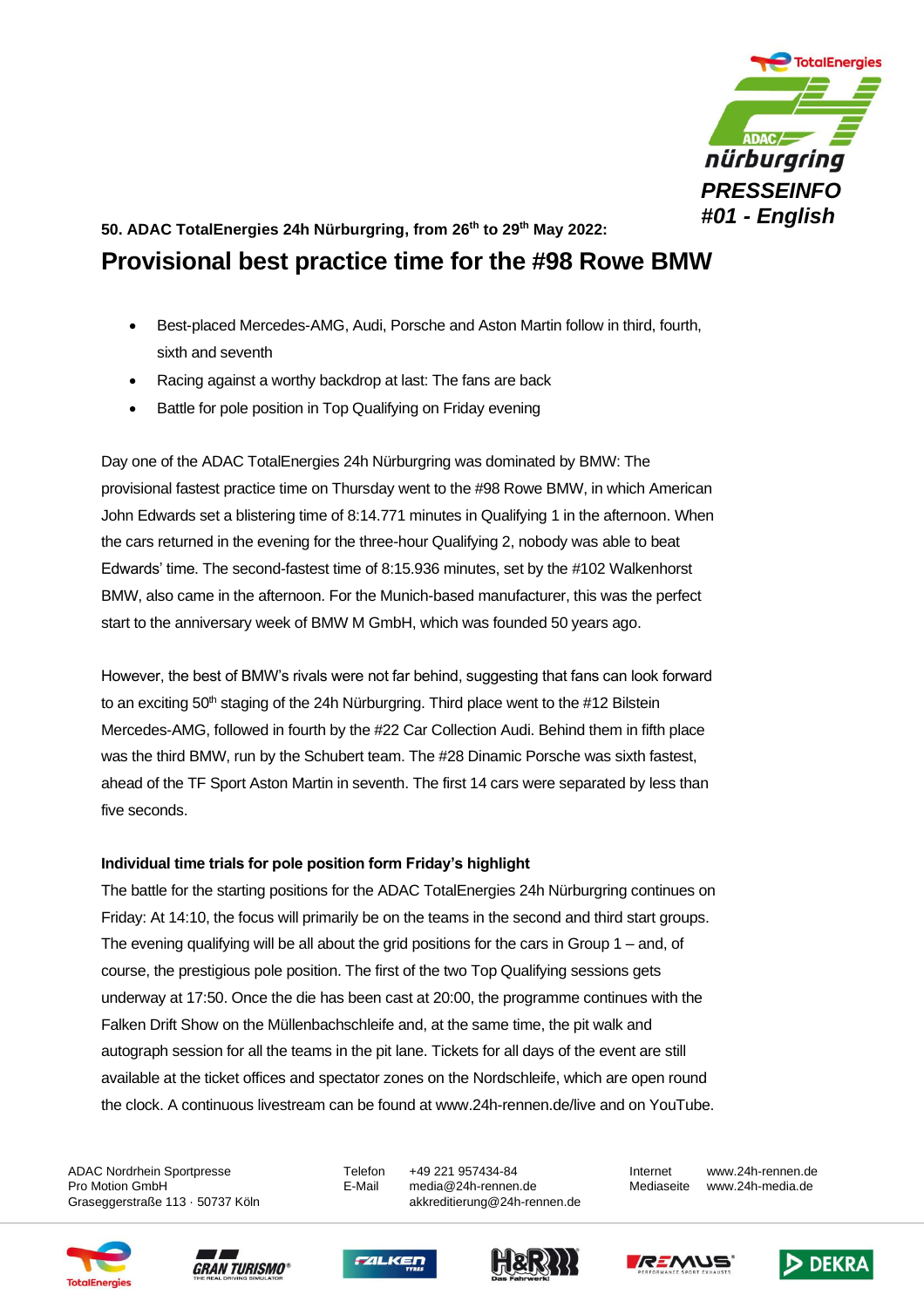PRESSEINFO
#01 - English

**50. ADAC TotalEnergies 24h Nürburgring, from 26th to 29th May 2022:**

# Provisional best practice time for the #98 Rowe BMW

- Best-placed Mercedes-AMG, Audi, Porsche and Aston Martin follow in third, fourth, sixth and seventh
- Racing against a worthy backdrop at last: The fans are back
- Battle for pole position in Top Qualifying on Friday evening

Day one of the ADAC TotalEnergies 24h Nürburgring was dominated by BMW: The provisional fastest practice time on Thursday went to the #98 Rowe BMW, in which American John Edwards set a blistering time of 8:14.771 minutes in Qualifying 1 in the afternoon. When the cars returned in the evening for the three-hour Qualifying 2, nobody was able to beat Edwards' time. The second-fastest time of 8:15.936 minutes, set by the #102 Walkenhorst BMW, also came in the afternoon. For the Munich-based manufacturer, this was the perfect start to the anniversary week of BMW M GmbH, which was founded 50 years ago.

However, the best of BMW's rivals were not far behind, suggesting that fans can look forward to an exciting 50th staging of the 24h Nürburgring. Third place went to the #12 Bilstein Mercedes-AMG, followed in fourth by the #22 Car Collection Audi. Behind them in fifth place was the third BMW, run by the Schubert team. The #28 Dinamic Porsche was sixth fastest, ahead of the TF Sport Aston Martin in seventh. The first 14 cars were separated by less than five seconds.

**Individual time trials for pole position form Friday's highlight**

The battle for the starting positions for the ADAC TotalEnergies 24h Nürburgring continues on Friday: At 14:10, the focus will primarily be on the teams in the second and third start groups. The evening qualifying will be all about the grid positions for the cars in Group 1 – and, of course, the prestigious pole position. The first of the two Top Qualifying sessions gets underway at 17:50. Once the die has been cast at 20:00, the programme continues with the Falken Drift Show on the Müllenbachschleife and, at the same time, the pit walk and autograph session for all the teams in the pit lane. Tickets for all days of the event are still available at the ticket offices and spectator zones on the Nordschleife, which are open round the clock. A continuous livestream can be found at www.24h-rennen.de/live and on YouTube.

ADAC Nordrhein Sportpresse
Pro Motion GmbH
Graseggerstraße 113 · 50737 Köln

Telefon +49 221 957434-84
E-Mail media@24h-rennen.de
akkreditierung@24h-rennen.de

Internet www.24h-rennen.de
Mediaseite www.24h-media.de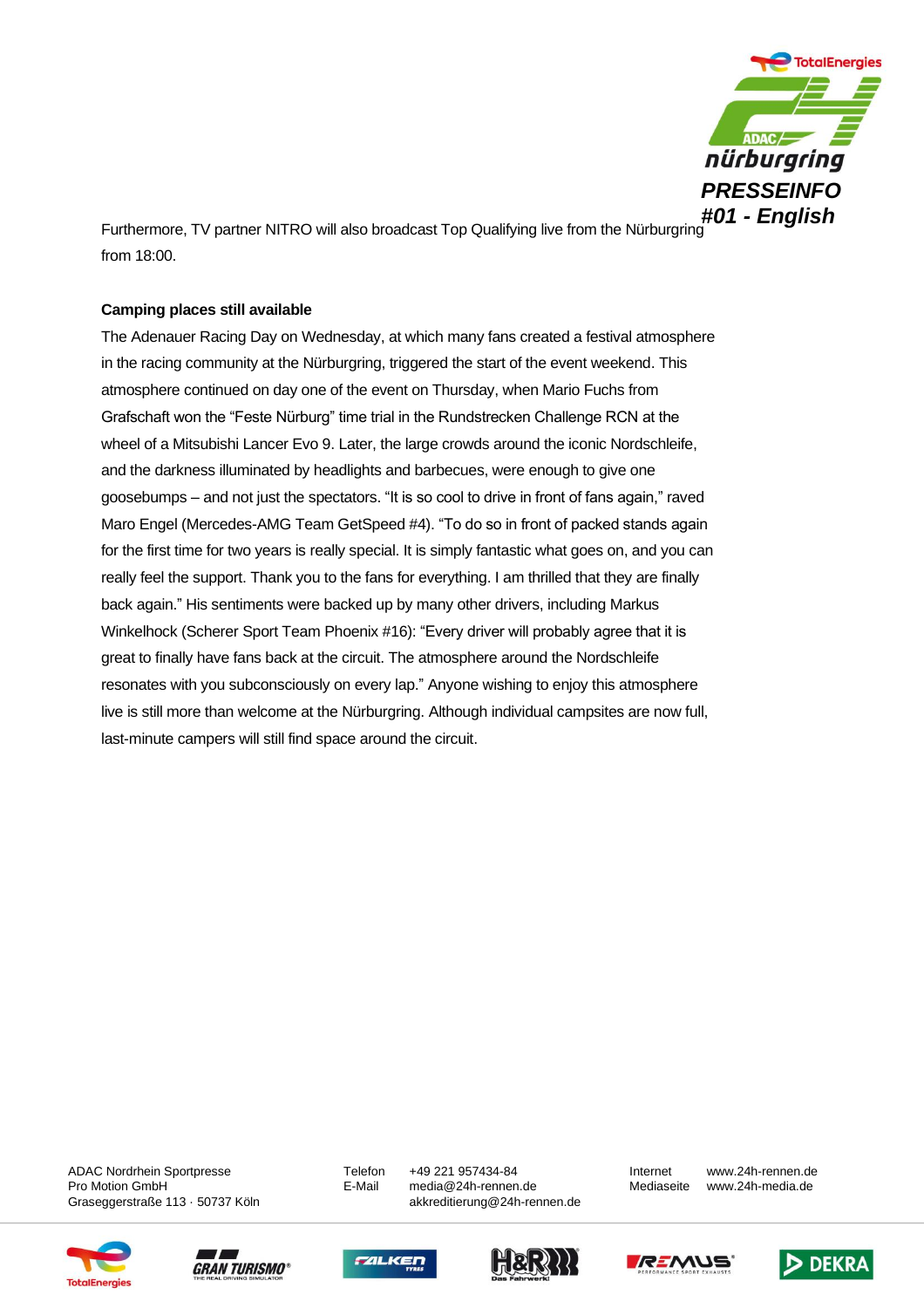Furthermore, TV partner NITRO will also broadcast Top Qualifying live from the Nürburgring from 18:00.

**Camping places still available**

The Adenauer Racing Day on Wednesday, at which many fans created a festival atmosphere in the racing community at the Nürburgring, triggered the start of the event weekend. This atmosphere continued on day one of the event on Thursday, when Mario Fuchs from Grafschaft won the "Feste Nürburg" time trial in the Rundstrecken Challenge RCN at the wheel of a Mitsubishi Lancer Evo 9. Later, the large crowds around the iconic Nordschleife, and the darkness illuminated by headlights and barbecues, were enough to give one goosebumps – and not just the spectators. "It is so cool to drive in front of fans again," raved Maro Engel (Mercedes-AMG Team GetSpeed #4). "To do so in front of packed stands again for the first time for two years is really special. It is simply fantastic what goes on, and you can really feel the support. Thank you to the fans for everything. I am thrilled that they are finally back again." His sentiments were backed up by many other drivers, including Markus Winkelhock (Scherer Sport Team Phoenix #16): "Every driver will probably agree that it is great to finally have fans back at the circuit. The atmosphere around the Nordschleife resonates with you subconsciously on every lap." Anyone wishing to enjoy this atmosphere live is still more than welcome at the Nürburgring. Although individual campsites are now full, last-minute campers will still find space around the circuit.